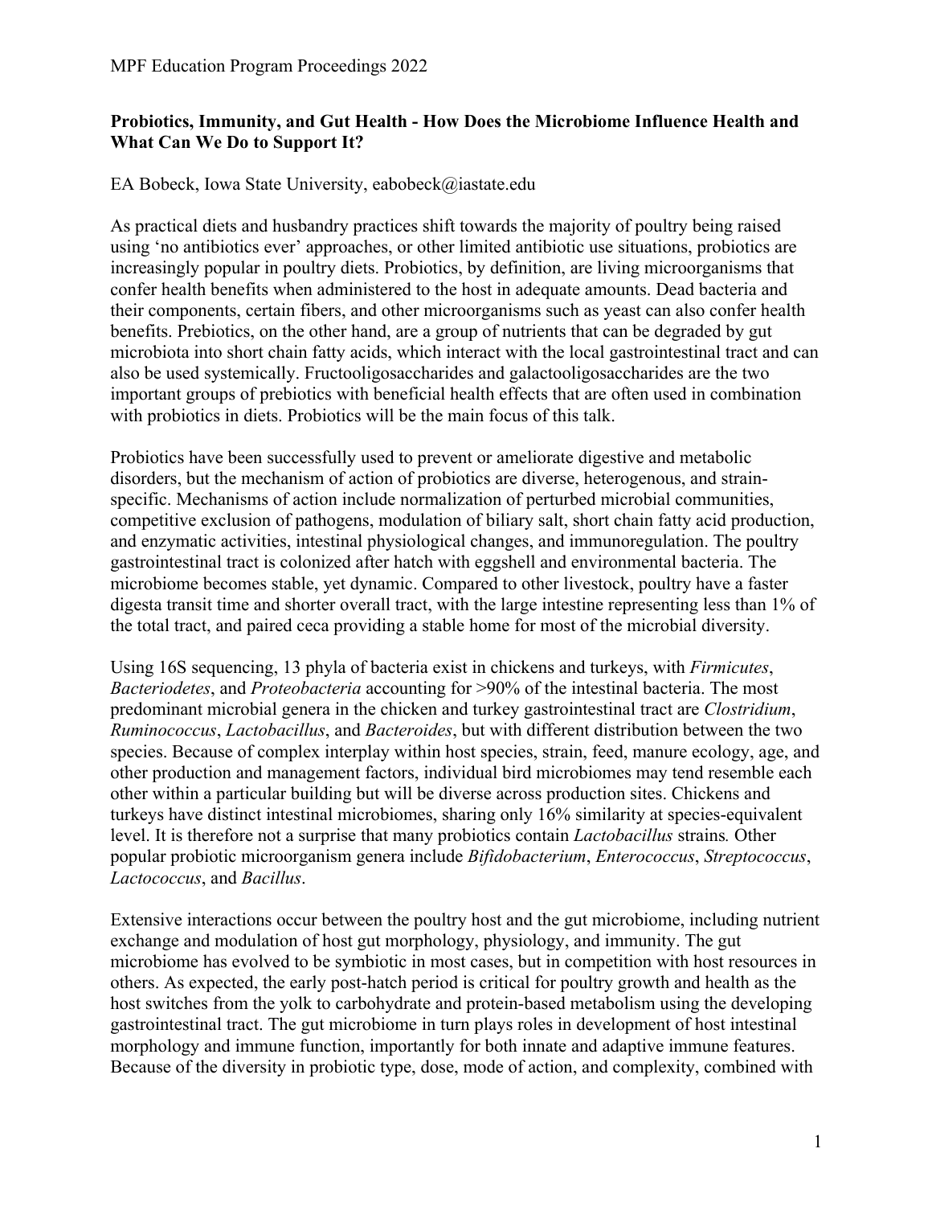**Probiotics, Immunity, and Gut Health - How Does the Microbiome Influence Health and What Can We Do to Support It?**

EA Bobeck, Iowa State University, eabobeck@iastate.edu

As practical diets and husbandry practices shift towards the majority of poultry being raised using 'no antibiotics ever' approaches, or other limited antibiotic use situations, probiotics are increasingly popular in poultry diets. Probiotics, by definition, are living microorganisms that confer health benefits when administered to the host in adequate amounts. Dead bacteria and their components, certain fibers, and other microorganisms such as yeast can also confer health benefits. Prebiotics, on the other hand, are a group of nutrients that can be degraded by gut microbiota into short chain fatty acids, which interact with the local gastrointestinal tract and can also be used systemically. Fructooligosaccharides and galactooligosaccharides are the two important groups of prebiotics with beneficial health effects that are often used in combination with probiotics in diets. Probiotics will be the main focus of this talk.

Probiotics have been successfully used to prevent or ameliorate digestive and metabolic disorders, but the mechanism of action of probiotics are diverse, heterogenous, and strain-specific. Mechanisms of action include normalization of perturbed microbial communities, competitive exclusion of pathogens, modulation of biliary salt, short chain fatty acid production, and enzymatic activities, intestinal physiological changes, and immunoregulation. The poultry gastrointestinal tract is colonized after hatch with eggshell and environmental bacteria. The microbiome becomes stable, yet dynamic. Compared to other livestock, poultry have a faster digesta transit time and shorter overall tract, with the large intestine representing less than 1% of the total tract, and paired ceca providing a stable home for most of the microbial diversity.

Using 16S sequencing, 13 phyla of bacteria exist in chickens and turkeys, with *Firmicutes*, *Bacteriodetes*, and *Proteobacteria* accounting for >90% of the intestinal bacteria. The most predominant microbial genera in the chicken and turkey gastrointestinal tract are *Clostridium*, *Ruminococcus*, *Lactobacillus*, and *Bacteroides*, but with different distribution between the two species. Because of complex interplay within host species, strain, feed, manure ecology, age, and other production and management factors, individual bird microbiomes may tend resemble each other within a particular building but will be diverse across production sites. Chickens and turkeys have distinct intestinal microbiomes, sharing only 16% similarity at species-equivalent level. It is therefore not a surprise that many probiotics contain *Lactobacillus* strains*.* Other popular probiotic microorganism genera include *Bifidobacterium*, *Enterococcus*, *Streptococcus*, *Lactococcus*, and *Bacillus*.

Extensive interactions occur between the poultry host and the gut microbiome, including nutrient exchange and modulation of host gut morphology, physiology, and immunity. The gut microbiome has evolved to be symbiotic in most cases, but in competition with host resources in others. As expected, the early post-hatch period is critical for poultry growth and health as the host switches from the yolk to carbohydrate and protein-based metabolism using the developing gastrointestinal tract. The gut microbiome in turn plays roles in development of host intestinal morphology and immune function, importantly for both innate and adaptive immune features. Because of the diversity in probiotic type, dose, mode of action, and complexity, combined with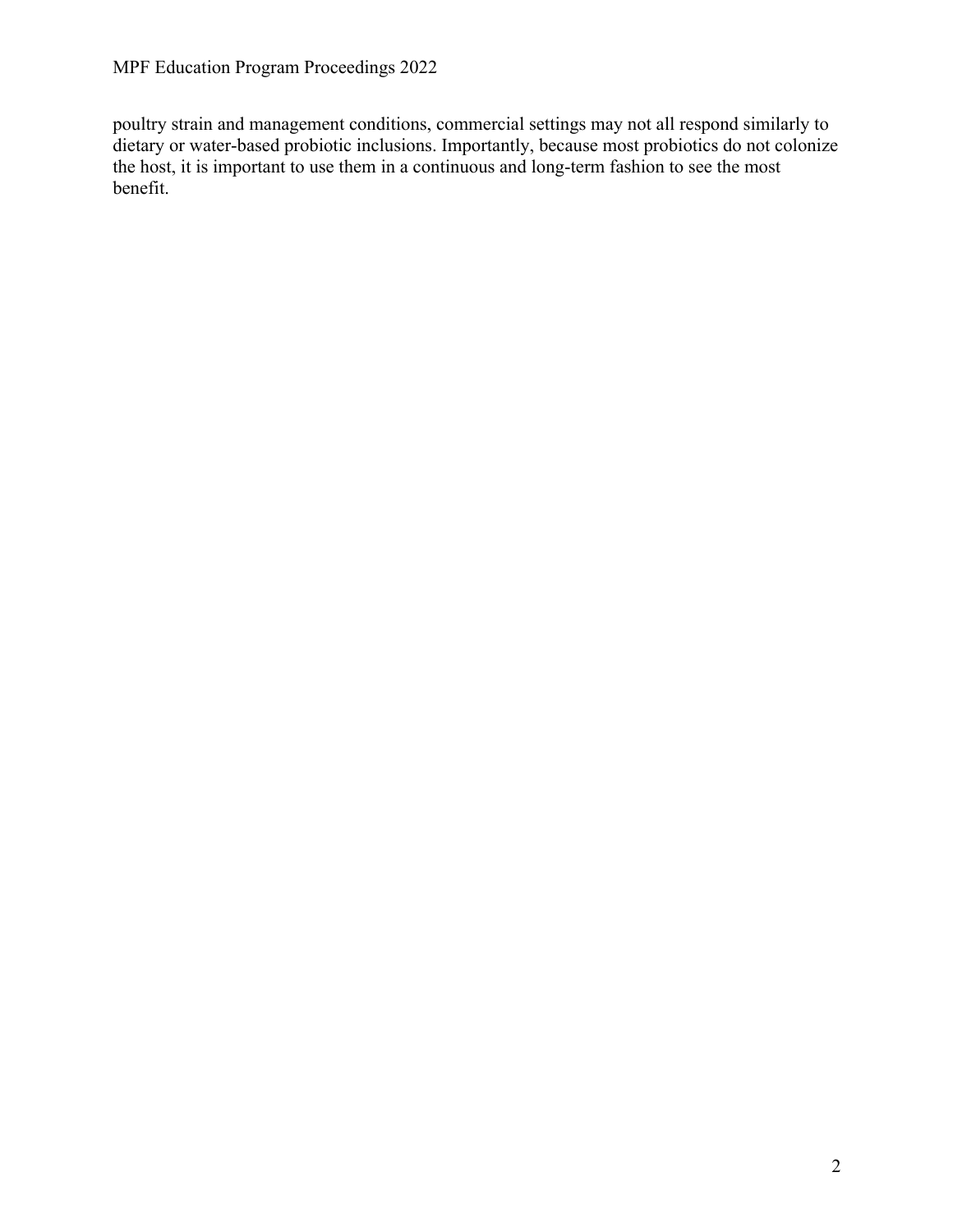poultry strain and management conditions, commercial settings may not all respond similarly to dietary or water-based probiotic inclusions. Importantly, because most probiotics do not colonize the host, it is important to use them in a continuous and long-term fashion to see the most benefit.